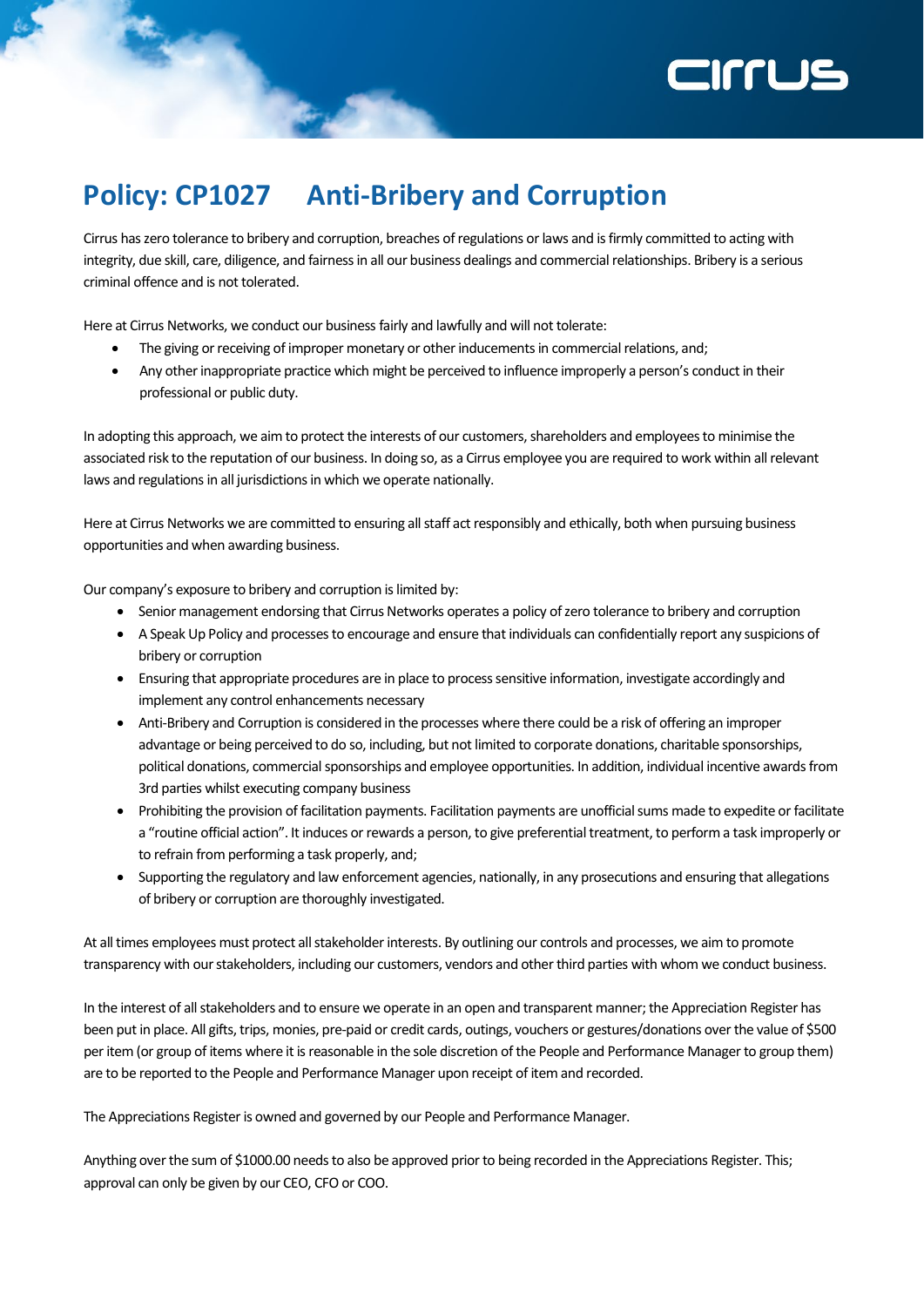# Policy: CP1027 Anti-Bribery and Corruption

Cirrus has zero tolerance to bribery and corruption, breaches of regulations or laws and is firmly committed to acting with integrity, due skill, care, diligence, and fairness in all our business dealings and commercial relationships. Bribery is a serious criminal offence and is not tolerated.

Here at Cirrus Networks, we conduct our business fairly and lawfully and will not tolerate:

- The giving or receiving of improper monetary or other inducements in commercial relations, and;
- Any other inappropriate practice which might be perceived to influence improperly a person's conduct in their professional or public duty.

In adopting this approach, we aim to protect the interests of our customers, shareholders and employees to minimise the associated risk to the reputation of our business. In doing so, as a Cirrus employee you are required to work within all relevant laws and regulations in all jurisdictions in which we operate nationally.

Here at Cirrus Networks we are committed to ensuring all staff act responsibly and ethically, both when pursuing business opportunities and when awarding business.

Our company's exposure to bribery and corruption is limited by:

- Senior management endorsing that Cirrus Networks operates a policy of zero tolerance to bribery and corruption
- A Speak Up Policy and processes to encourage and ensure that individuals can confidentially report any suspicions of bribery or corruption
- Ensuring that appropriate procedures are in place to process sensitive information, investigate accordingly and implement any control enhancements necessary
- Anti-Bribery and Corruption is considered in the processes where there could be a risk of offering an improper advantage or being perceived to do so, including, but not limited to corporate donations, charitable sponsorships, political donations, commercial sponsorships and employee opportunities. In addition, individual incentive awards from 3rd parties whilst executing company business
- Prohibiting the provision of facilitation payments. Facilitation payments are unofficial sums made to expedite or facilitate a "routine official action". It induces or rewards a person, to give preferential treatment, to perform a task improperly or to refrain from performing a task properly, and;
- Supporting the regulatory and law enforcement agencies, nationally, in any prosecutions and ensuring that allegations of bribery or corruption are thoroughly investigated.

At all times employees must protect all stakeholder interests. By outlining our controls and processes, we aim to promote transparency with our stakeholders, including our customers, vendors and other third parties with whom we conduct business.

In the interest of all stakeholders and to ensure we operate in an open and transparent manner; the Appreciation Register has been put in place. All gifts, trips, monies, pre-paid or credit cards, outings, vouchers or gestures/donations over the value of $500 per item (or group of items where it is reasonable in the sole discretion of the People and Performance Manager to group them) are to be reported to the People and Performance Manager upon receipt of item and recorded.

The Appreciations Register is owned and governed by our People and Performance Manager.

Anything over the sum of $1000.00 needs to also be approved prior to being recorded in the Appreciations Register. This; approval can only be given by our CEO, CFO or COO.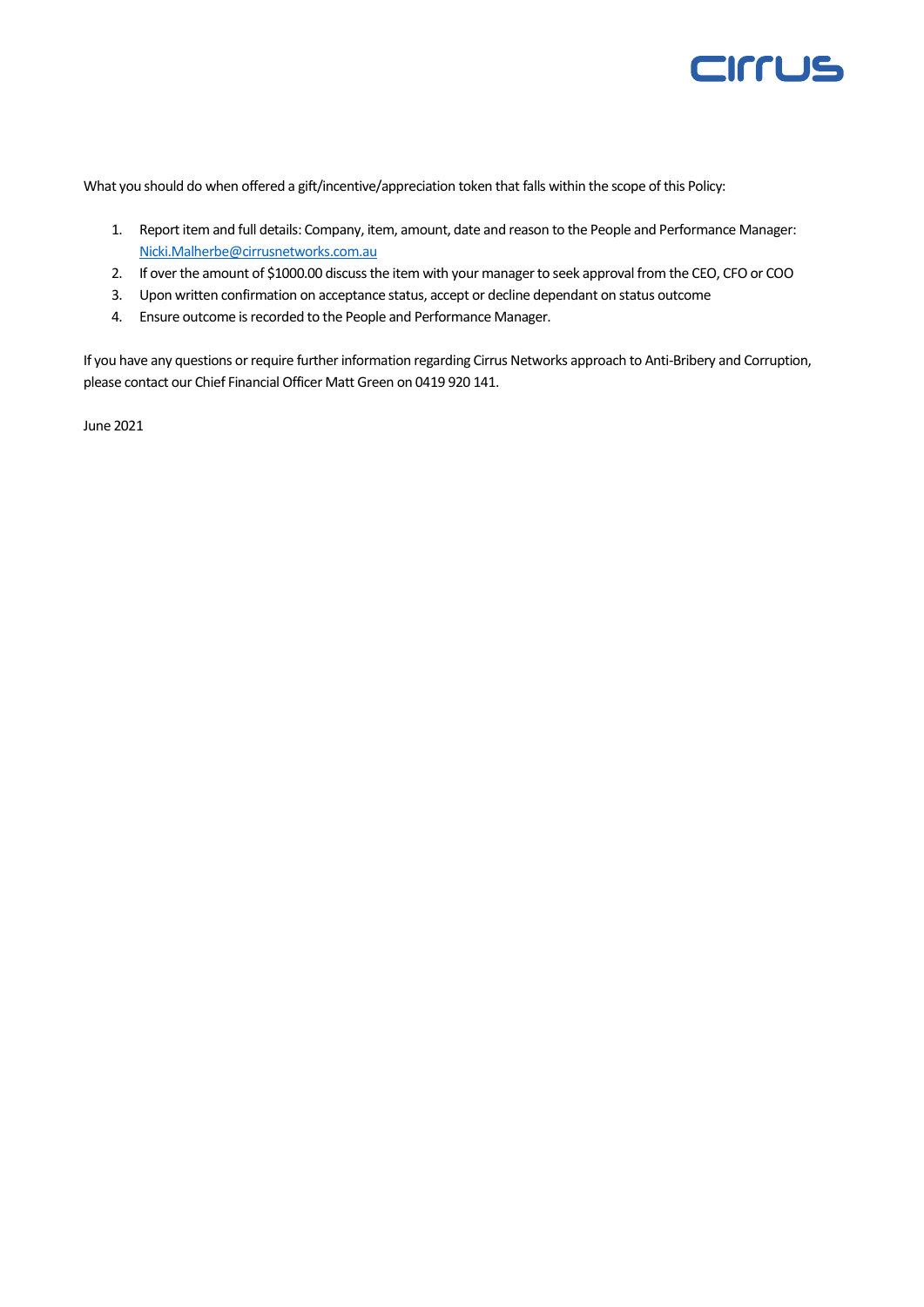What you should do when offered a gift/incentive/appreciation token that falls within the scope of this Policy:

1. Report item and full details: Company, item, amount, date and reason to the People and Performance Manager: Nicki.Malherbe@cirrusnetworks.com.au
2. If over the amount of $1000.00 discuss the item with your manager to seek approval from the CEO, CFO or COO
3. Upon written confirmation on acceptance status, accept or decline dependant on status outcome
4. Ensure outcome is recorded to the People and Performance Manager.

If you have any questions or require further information regarding Cirrus Networks approach to Anti-Bribery and Corruption, please contact our Chief Financial Officer Matt Green on 0419 920 141.

June 2021